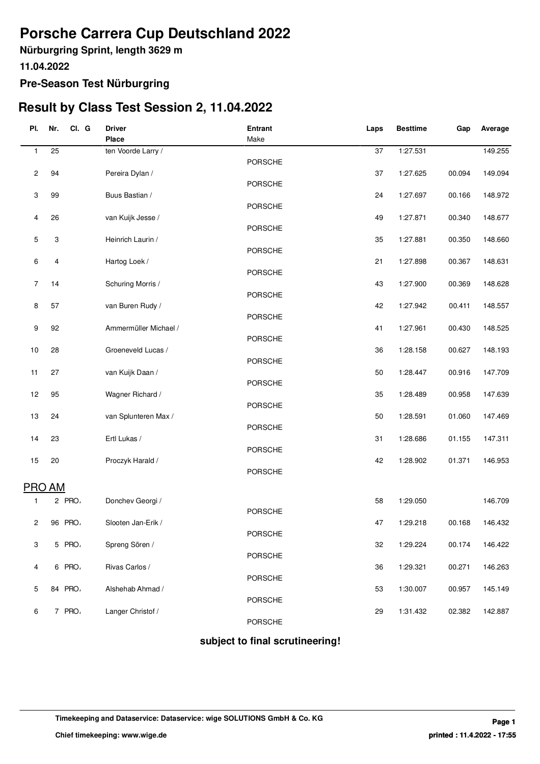# Porsche Carrera Cup Deutschland 2022

**Nürburgring Sprint, length 3629 m**

**11.04.2022**

**Pre-Season Test Nürburgring**

## Result by Class Test Session 2, 11.04.2022

| Pl. | Nr. | Cl. | G | Driver<br>Place | Entrant<br>Make | Laps | Besttime | Gap | Average |
|---|---|---|---|---|---|---|---|---|---|
| 1 | 25 | | | ten Voorde Larry / | PORSCHE | 37 | 1:27.531 | | 149.255 |
| 2 | 94 | | | Pereira Dylan / | PORSCHE | 37 | 1:27.625 | 00.094 | 149.094 |
| 3 | 99 | | | Buus Bastian / | PORSCHE | 24 | 1:27.697 | 00.166 | 148.972 |
| 4 | 26 | | | van Kuijk Jesse / | PORSCHE | 49 | 1:27.871 | 00.340 | 148.677 |
| 5 | 3 | | | Heinrich Laurin / | PORSCHE | 35 | 1:27.881 | 00.350 | 148.660 |
| 6 | 4 | | | Hartog Loek / | PORSCHE | 21 | 1:27.898 | 00.367 | 148.631 |
| 7 | 14 | | | Schuring Morris / | PORSCHE | 43 | 1:27.900 | 00.369 | 148.628 |
| 8 | 57 | | | van Buren Rudy / | PORSCHE | 42 | 1:27.942 | 00.411 | 148.557 |
| 9 | 92 | | | Ammermüller Michael / | PORSCHE | 41 | 1:27.961 | 00.430 | 148.525 |
| 10 | 28 | | | Groeneveld Lucas / | PORSCHE | 36 | 1:28.158 | 00.627 | 148.193 |
| 11 | 27 | | | van Kuijk Daan / | PORSCHE | 50 | 1:28.447 | 00.916 | 147.709 |
| 12 | 95 | | | Wagner Richard / | PORSCHE | 35 | 1:28.489 | 00.958 | 147.639 |
| 13 | 24 | | | van Splunteren Max / | PORSCHE | 50 | 1:28.591 | 01.060 | 147.469 |
| 14 | 23 | | | Ertl Lukas / | PORSCHE | 31 | 1:28.686 | 01.155 | 147.311 |
| 15 | 20 | | | Proczyk Harald / | PORSCHE | 42 | 1:28.902 | 01.371 | 146.953 |

### PRO AM

| Pl. | Nr. | Cl. | G | Driver<br>Place | Entrant<br>Make | Laps | Besttime | Gap | Average |
|---|---|---|---|---|---|---|---|---|---|
| 1 | 2 | PRO. | | Donchev Georgi / | PORSCHE | 58 | 1:29.050 | | 146.709 |
| 2 | 96 | PRO. | | Slooten Jan-Erik / | PORSCHE | 47 | 1:29.218 | 00.168 | 146.432 |
| 3 | 5 | PRO. | | Spreng Sören / | PORSCHE | 32 | 1:29.224 | 00.174 | 146.422 |
| 4 | 6 | PRO. | | Rivas Carlos / | PORSCHE | 36 | 1:29.321 | 00.271 | 146.263 |
| 5 | 84 | PRO. | | Alshehab Ahmad / | PORSCHE | 53 | 1:30.007 | 00.957 | 145.149 |
| 6 | 7 | PRO. | | Langer Christof / | PORSCHE | 29 | 1:31.432 | 02.382 | 142.887 |

**subject to final scrutineering!**

**Timekeeping and Dataservice: Dataservice: wige SOLUTIONS GmbH & Co. KG**

**Chief timekeeping: www.wige.de**

**printed : 11.4.2022 - 17:55**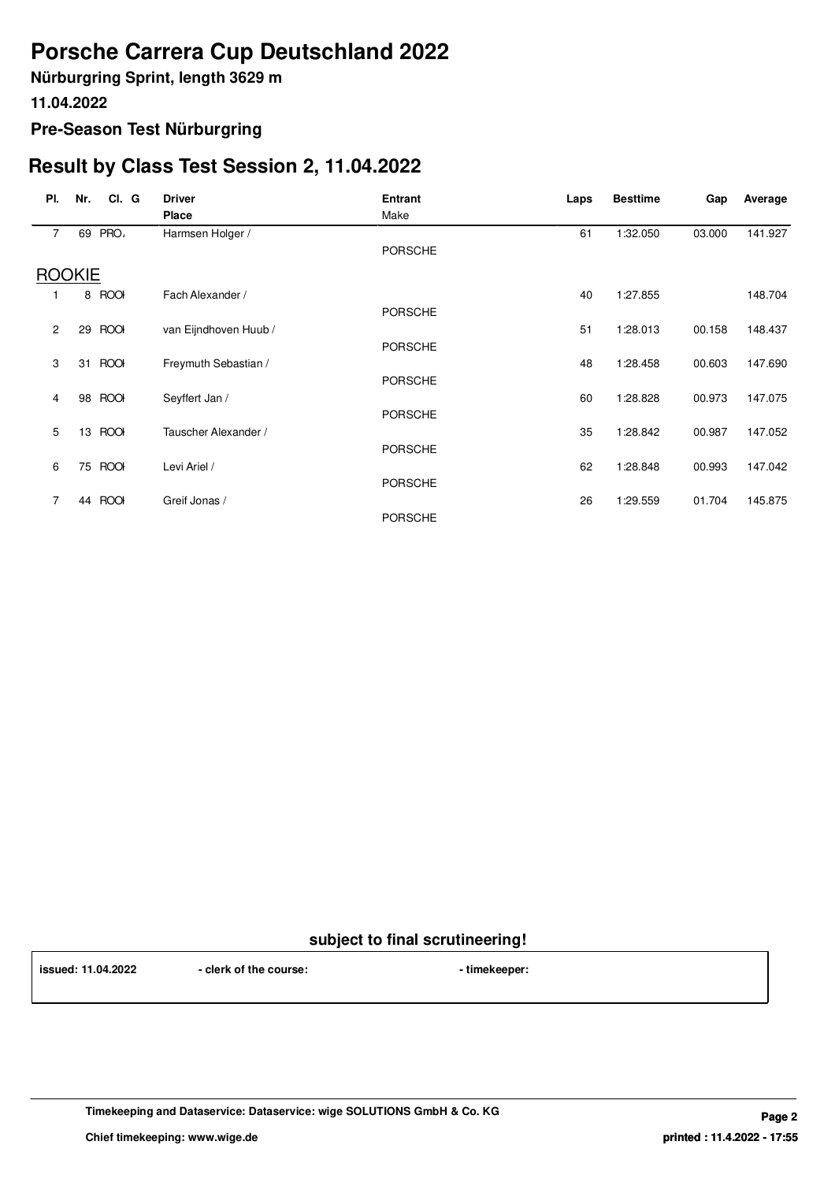# Porsche Carrera Cup Deutschland 2022

**Nürburgring Sprint, length 3629 m**

**11.04.2022**

**Pre-Season Test Nürburgring**

## Result by Class Test Session 2, 11.04.2022

| Pl. | Nr. | Cl. | G | Driver<br>Place | Entrant<br>Make | Laps | Besttime | Gap | Average |
|---|---|---|---|---|---|---|---|---|---|
| 7 | 69 | PRO. | | Harmsen Holger / | PORSCHE | 61 | 1:32.050 | 03.000 | 141.927 |
| **ROOKIE** | | | | | | | | | |
| 1 | 8 | ROOI | | Fach Alexander / | PORSCHE | 40 | 1:27.855 | | 148.704 |
| 2 | 29 | ROOI | | van Eijndhoven Huub / | PORSCHE | 51 | 1:28.013 | 00.158 | 148.437 |
| 3 | 31 | ROOI | | Freymuth Sebastian / | PORSCHE | 48 | 1:28.458 | 00.603 | 147.690 |
| 4 | 98 | ROOI | | Seyffert Jan / | PORSCHE | 60 | 1:28.828 | 00.973 | 147.075 |
| 5 | 13 | ROOI | | Tauscher Alexander / | PORSCHE | 35 | 1:28.842 | 00.987 | 147.052 |
| 6 | 75 | ROOI | | Levi Ariel / | PORSCHE | 62 | 1:28.848 | 00.993 | 147.042 |
| 7 | 44 | ROOI | | Greif Jonas / | PORSCHE | 26 | 1:29.559 | 01.704 | 145.875 |

**subject to final scrutineering!**

| | | |
|---|---|---|
| **issued: 11.04.2022** | **- clerk of the course:** | **- timekeeper:** |

**Timekeeping and Dataservice: Dataservice: wige SOLUTIONS GmbH & Co. KG**

**Chief timekeeping: www.wige.de**

**printed : 11.4.2022 - 17:55**